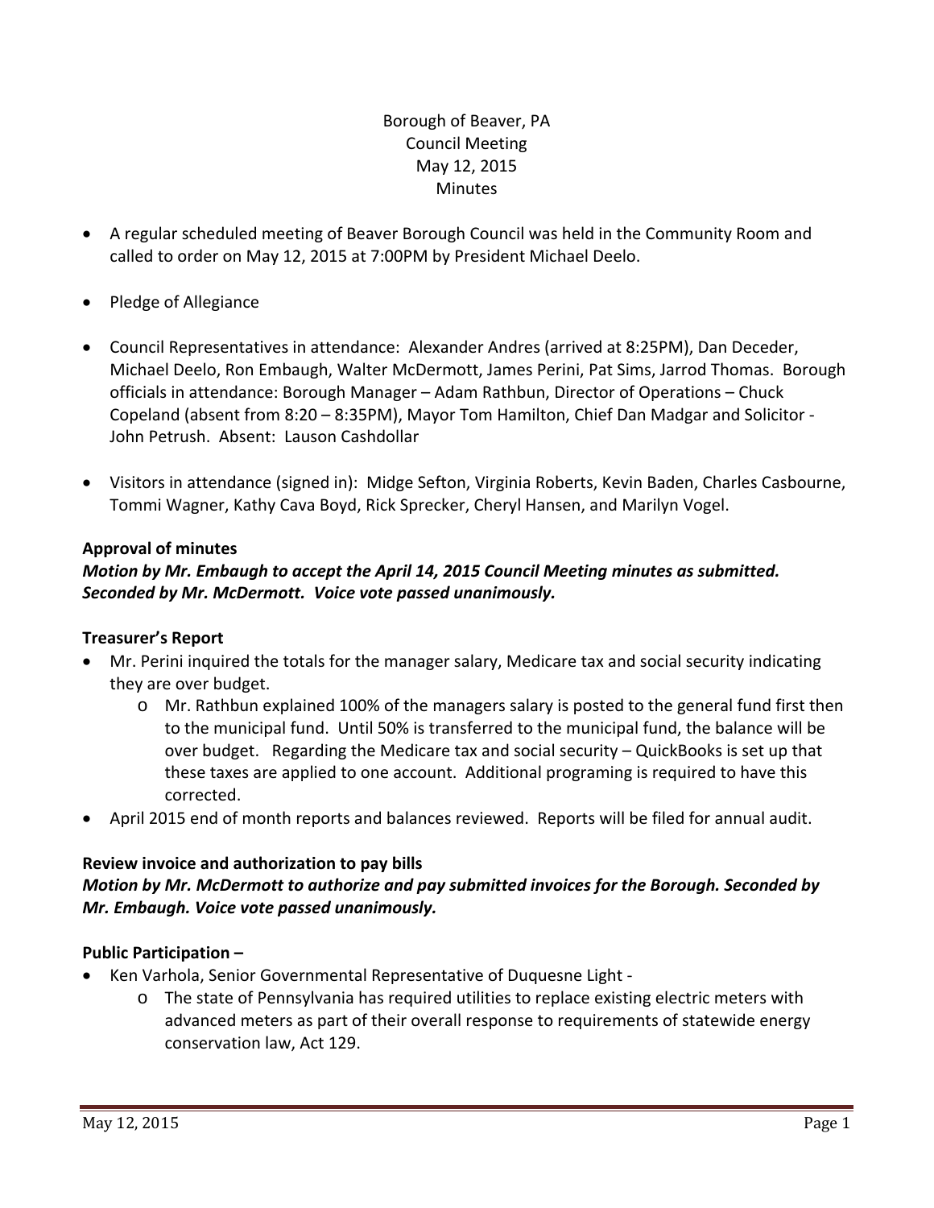Borough of Beaver, PA
Council Meeting
May 12, 2015
Minutes

- A regular scheduled meeting of Beaver Borough Council was held in the Community Room and called to order on May 12, 2015 at 7:00PM by President Michael Deelo.

- Pledge of Allegiance

- Council Representatives in attendance: Alexander Andres (arrived at 8:25PM), Dan Deceder, Michael Deelo, Ron Embaugh, Walter McDermott, James Perini, Pat Sims, Jarrod Thomas. Borough officials in attendance: Borough Manager – Adam Rathbun, Director of Operations – Chuck Copeland (absent from 8:20 – 8:35PM), Mayor Tom Hamilton, Chief Dan Madgar and Solicitor - John Petrush. Absent: Lauson Cashdollar

- Visitors in attendance (signed in): Midge Sefton, Virginia Roberts, Kevin Baden, Charles Casbourne, Tommi Wagner, Kathy Cava Boyd, Rick Sprecker, Cheryl Hansen, and Marilyn Vogel.

**Approval of minutes**

***Motion by Mr. Embaugh to accept the April 14, 2015 Council Meeting minutes as submitted. Seconded by Mr. McDermott. Voice vote passed unanimously.***

**Treasurer's Report**

- Mr. Perini inquired the totals for the manager salary, Medicare tax and social security indicating they are over budget.
    - Mr. Rathbun explained 100% of the managers salary is posted to the general fund first then to the municipal fund. Until 50% is transferred to the municipal fund, the balance will be over budget. Regarding the Medicare tax and social security – QuickBooks is set up that these taxes are applied to one account. Additional programing is required to have this corrected.
- April 2015 end of month reports and balances reviewed. Reports will be filed for annual audit.

**Review invoice and authorization to pay bills**

***Motion by Mr. McDermott to authorize and pay submitted invoices for the Borough. Seconded by Mr. Embaugh. Voice vote passed unanimously.***

**Public Participation –**

- Ken Varhola, Senior Governmental Representative of Duquesne Light -
    - The state of Pennsylvania has required utilities to replace existing electric meters with advanced meters as part of their overall response to requirements of statewide energy conservation law, Act 129.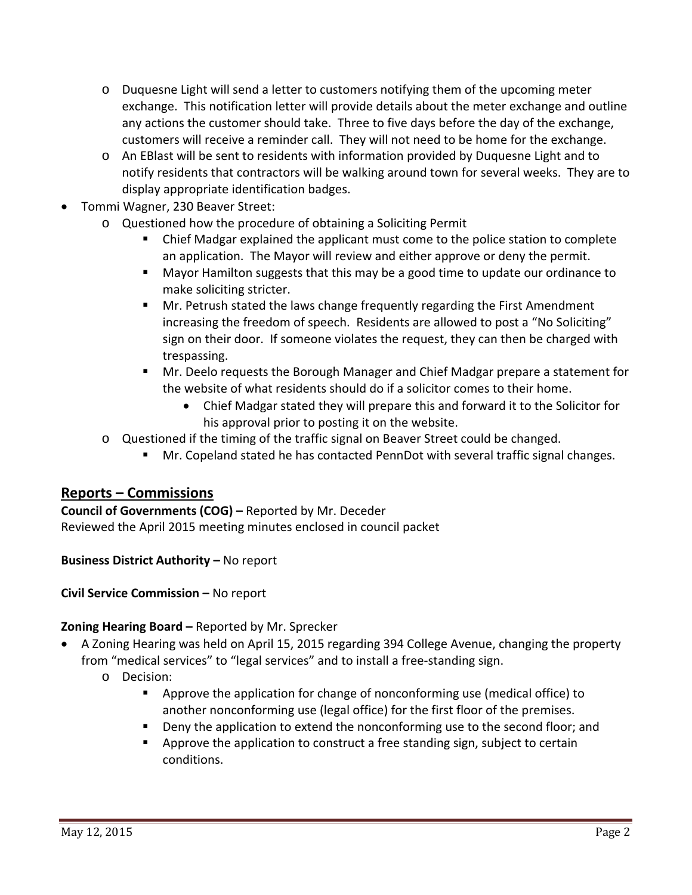- Duquesne Light will send a letter to customers notifying them of the upcoming meter exchange. This notification letter will provide details about the meter exchange and outline any actions the customer should take. Three to five days before the day of the exchange, customers will receive a reminder call. They will not need to be home for the exchange.
- An EBlast will be sent to residents with information provided by Duquesne Light and to notify residents that contractors will be walking around town for several weeks. They are to display appropriate identification badges.

- Tommi Wagner, 230 Beaver Street:
  - Questioned how the procedure of obtaining a Soliciting Permit
    - Chief Madgar explained the applicant must come to the police station to complete an application. The Mayor will review and either approve or deny the permit.
    - Mayor Hamilton suggests that this may be a good time to update our ordinance to make soliciting stricter.
    - Mr. Petrush stated the laws change frequently regarding the First Amendment increasing the freedom of speech. Residents are allowed to post a "No Soliciting" sign on their door. If someone violates the request, they can then be charged with trespassing.
    - Mr. Deelo requests the Borough Manager and Chief Madgar prepare a statement for the website of what residents should do if a solicitor comes to their home.
      - Chief Madgar stated they will prepare this and forward it to the Solicitor for his approval prior to posting it on the website.
  - Questioned if the timing of the traffic signal on Beaver Street could be changed.
    - Mr. Copeland stated he has contacted PennDot with several traffic signal changes.

## Reports – Commissions

**Council of Governments (COG) –** Reported by Mr. Deceder
Reviewed the April 2015 meeting minutes enclosed in council packet

**Business District Authority –** No report

**Civil Service Commission –** No report

**Zoning Hearing Board –** Reported by Mr. Sprecker

- A Zoning Hearing was held on April 15, 2015 regarding 394 College Avenue, changing the property from "medical services" to "legal services" and to install a free-standing sign.
  - Decision:
    - Approve the application for change of nonconforming use (medical office) to another nonconforming use (legal office) for the first floor of the premises.
    - Deny the application to extend the nonconforming use to the second floor; and
    - Approve the application to construct a free standing sign, subject to certain conditions.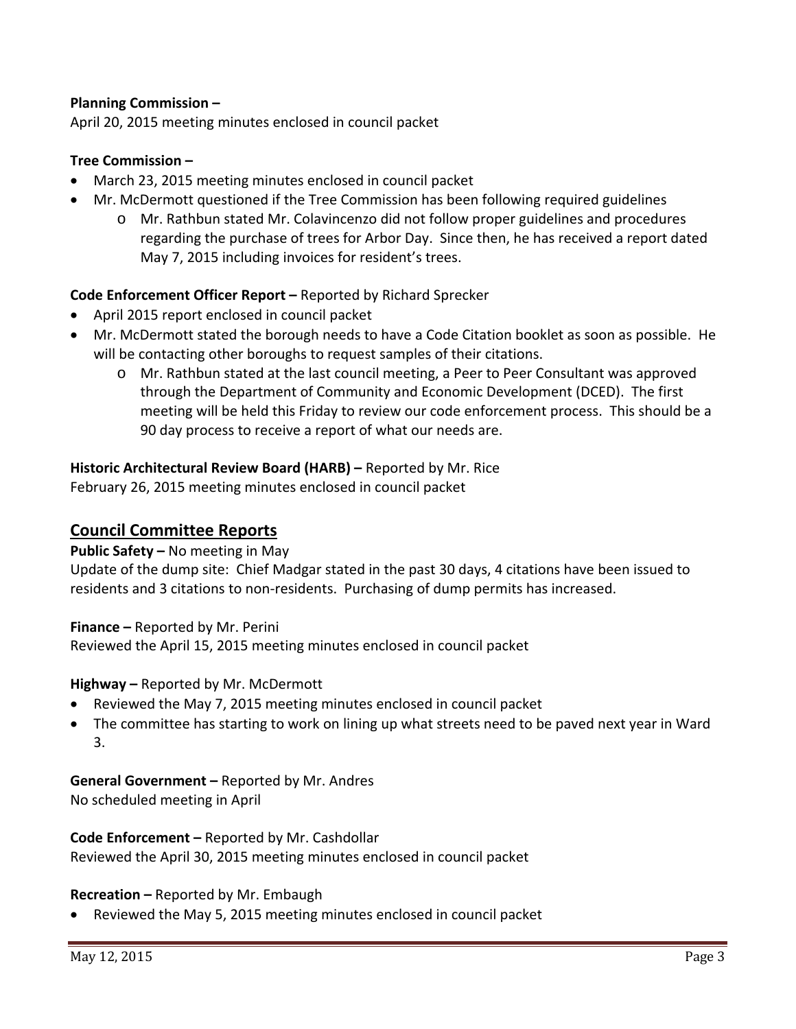**Planning Commission –**
April 20, 2015 meeting minutes enclosed in council packet

**Tree Commission –**

- March 23, 2015 meeting minutes enclosed in council packet
- Mr. McDermott questioned if the Tree Commission has been following required guidelines
    - Mr. Rathbun stated Mr. Colavincenzo did not follow proper guidelines and procedures regarding the purchase of trees for Arbor Day. Since then, he has received a report dated May 7, 2015 including invoices for resident's trees.

**Code Enforcement Officer Report –** Reported by Richard Sprecker

- April 2015 report enclosed in council packet
- Mr. McDermott stated the borough needs to have a Code Citation booklet as soon as possible. He will be contacting other boroughs to request samples of their citations.
    - Mr. Rathbun stated at the last council meeting, a Peer to Peer Consultant was approved through the Department of Community and Economic Development (DCED). The first meeting will be held this Friday to review our code enforcement process. This should be a 90 day process to receive a report of what our needs are.

**Historic Architectural Review Board (HARB) –** Reported by Mr. Rice
February 26, 2015 meeting minutes enclosed in council packet

## Council Committee Reports

**Public Safety –** No meeting in May
Update of the dump site: Chief Madgar stated in the past 30 days, 4 citations have been issued to residents and 3 citations to non-residents. Purchasing of dump permits has increased.

**Finance –** Reported by Mr. Perini
Reviewed the April 15, 2015 meeting minutes enclosed in council packet

**Highway –** Reported by Mr. McDermott

- Reviewed the May 7, 2015 meeting minutes enclosed in council packet
- The committee has starting to work on lining up what streets need to be paved next year in Ward 3.

**General Government –** Reported by Mr. Andres
No scheduled meeting in April

**Code Enforcement –** Reported by Mr. Cashdollar
Reviewed the April 30, 2015 meeting minutes enclosed in council packet

**Recreation –** Reported by Mr. Embaugh

- Reviewed the May 5, 2015 meeting minutes enclosed in council packet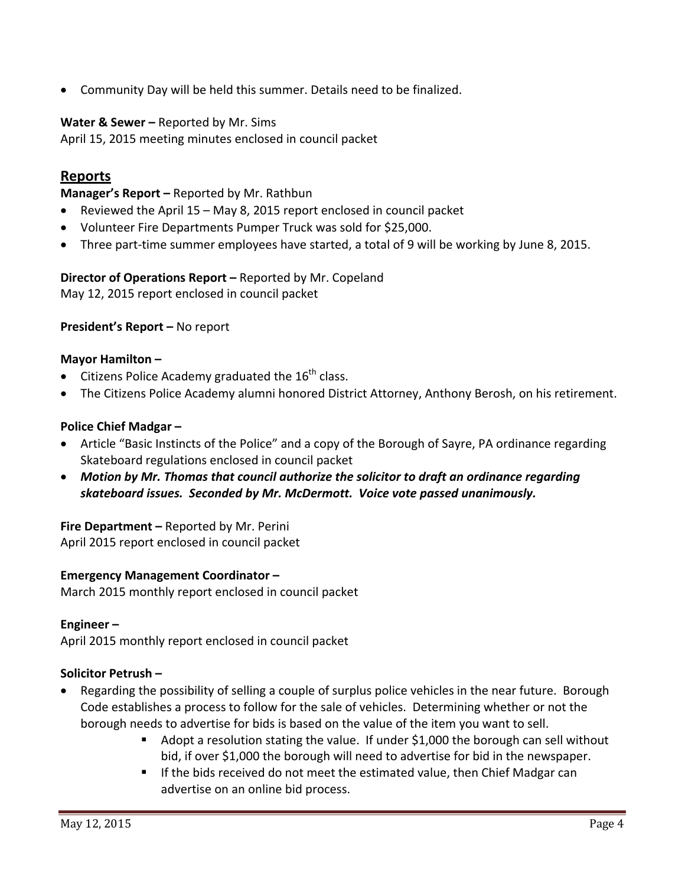- Community Day will be held this summer. Details need to be finalized.

**Water & Sewer –** Reported by Mr. Sims
April 15, 2015 meeting minutes enclosed in council packet

## Reports

**Manager's Report –** Reported by Mr. Rathbun

- Reviewed the April 15 – May 8, 2015 report enclosed in council packet
- Volunteer Fire Departments Pumper Truck was sold for $25,000.
- Three part-time summer employees have started, a total of 9 will be working by June 8, 2015.

**Director of Operations Report –** Reported by Mr. Copeland
May 12, 2015 report enclosed in council packet

**President's Report –** No report

**Mayor Hamilton –**

- Citizens Police Academy graduated the 16th class.
- The Citizens Police Academy alumni honored District Attorney, Anthony Berosh, on his retirement.

**Police Chief Madgar –**

- Article "Basic Instincts of the Police" and a copy of the Borough of Sayre, PA ordinance regarding Skateboard regulations enclosed in council packet
- ***Motion by Mr. Thomas that council authorize the solicitor to draft an ordinance regarding skateboard issues. Seconded by Mr. McDermott. Voice vote passed unanimously.***

**Fire Department –** Reported by Mr. Perini
April 2015 report enclosed in council packet

**Emergency Management Coordinator –**
March 2015 monthly report enclosed in council packet

**Engineer –**
April 2015 monthly report enclosed in council packet

**Solicitor Petrush –**

- Regarding the possibility of selling a couple of surplus police vehicles in the near future. Borough Code establishes a process to follow for the sale of vehicles. Determining whether or not the borough needs to advertise for bids is based on the value of the item you want to sell.
  - Adopt a resolution stating the value. If under $1,000 the borough can sell without bid, if over $1,000 the borough will need to advertise for bid in the newspaper.
  - If the bids received do not meet the estimated value, then Chief Madgar can advertise on an online bid process.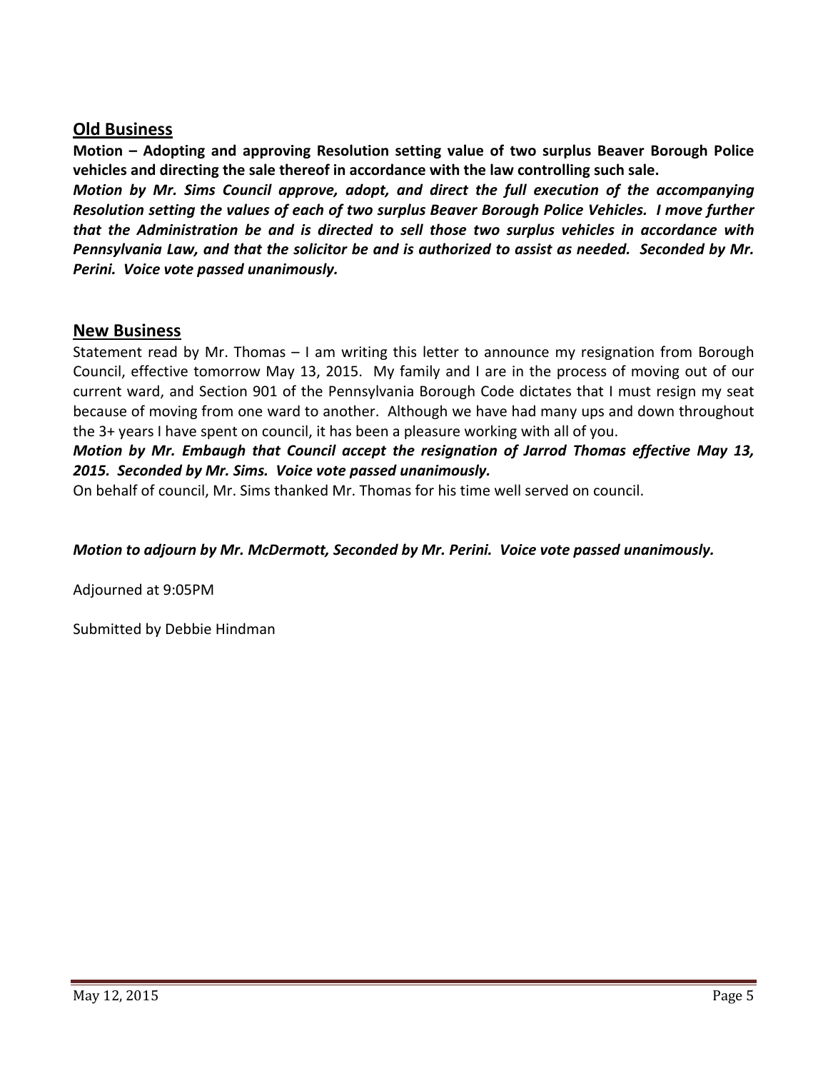## Old Business

**Motion – Adopting and approving Resolution setting value of two surplus Beaver Borough Police vehicles and directing the sale thereof in accordance with the law controlling such sale.**

***Motion by Mr. Sims Council approve, adopt, and direct the full execution of the accompanying Resolution setting the values of each of two surplus Beaver Borough Police Vehicles. I move further that the Administration be and is directed to sell those two surplus vehicles in accordance with Pennsylvania Law, and that the solicitor be and is authorized to assist as needed. Seconded by Mr. Perini. Voice vote passed unanimously.***

## New Business

Statement read by Mr. Thomas – I am writing this letter to announce my resignation from Borough Council, effective tomorrow May 13, 2015. My family and I are in the process of moving out of our current ward, and Section 901 of the Pennsylvania Borough Code dictates that I must resign my seat because of moving from one ward to another. Although we have had many ups and down throughout the 3+ years I have spent on council, it has been a pleasure working with all of you.

***Motion by Mr. Embaugh that Council accept the resignation of Jarrod Thomas effective May 13, 2015. Seconded by Mr. Sims. Voice vote passed unanimously.***

On behalf of council, Mr. Sims thanked Mr. Thomas for his time well served on council.

***Motion to adjourn by Mr. McDermott, Seconded by Mr. Perini. Voice vote passed unanimously.***

Adjourned at 9:05PM

Submitted by Debbie Hindman